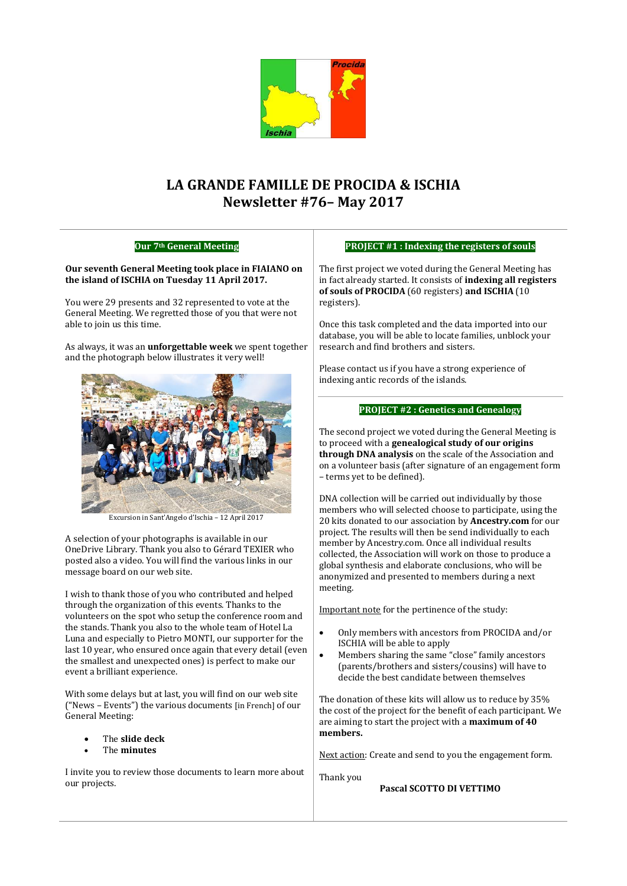# LA GRANDE FAMILLE DE PROCIDA & ISCHIA
# Newsletter #76– May 2017

## Our 7th General Meeting

**Our seventh General Meeting took place in FIAIANO on the island of ISCHIA on Tuesday 11 April 2017.**

You were 29 presents and 32 represented to vote at the General Meeting. We regretted those of you that were not able to join us this time.

As always, it was an **unforgettable week** we spent together and the photograph below illustrates it very well!

Excursion in Sant'Angelo d'Ischia – 12 April 2017

A selection of your photographs is available in our OneDrive Library. Thank you also to Gérard TEXIER who posted also a video. You will find the various links in our message board on our web site.

I wish to thank those of you who contributed and helped through the organization of this events. Thanks to the volunteers on the spot who setup the conference room and the stands. Thank you also to the whole team of Hotel La Luna and especially to Pietro MONTI, our supporter for the last 10 year, who ensured once again that every detail (even the smallest and unexpected ones) is perfect to make our event a brilliant experience.

With some delays but at last, you will find on our web site ("News – Events") the various documents [in French] of our General Meeting:

- The **slide deck**
- The **minutes**

I invite you to review those documents to learn more about our projects.

## PROJECT #1 : Indexing the registers of souls

The first project we voted during the General Meeting has in fact already started. It consists of **indexing all registers of souls of PROCIDA** (60 registers) **and ISCHIA** (10 registers).

Once this task completed and the data imported into our database, you will be able to locate families, unblock your research and find brothers and sisters.

Please contact us if you have a strong experience of indexing antic records of the islands.

## PROJECT #2 : Genetics and Genealogy

The second project we voted during the General Meeting is to proceed with a **genealogical study of our origins through DNA analysis** on the scale of the Association and on a volunteer basis (after signature of an engagement form – terms yet to be defined).

DNA collection will be carried out individually by those members who will selected choose to participate, using the 20 kits donated to our association by **Ancestry.com** for our project. The results will then be send individually to each member by Ancestry.com. Once all individual results collected, the Association will work on those to produce a global synthesis and elaborate conclusions, who will be anonymized and presented to members during a next meeting.

Important note for the pertinence of the study:

- Only members with ancestors from PROCIDA and/or ISCHIA will be able to apply
- Members sharing the same "close" family ancestors (parents/brothers and sisters/cousins) will have to decide the best candidate between themselves

The donation of these kits will allow us to reduce by 35% the cost of the project for the benefit of each participant. We are aiming to start the project with a **maximum of 40 members.**

Next action: Create and send to you the engagement form.

Thank you

**Pascal SCOTTO DI VETTIMO**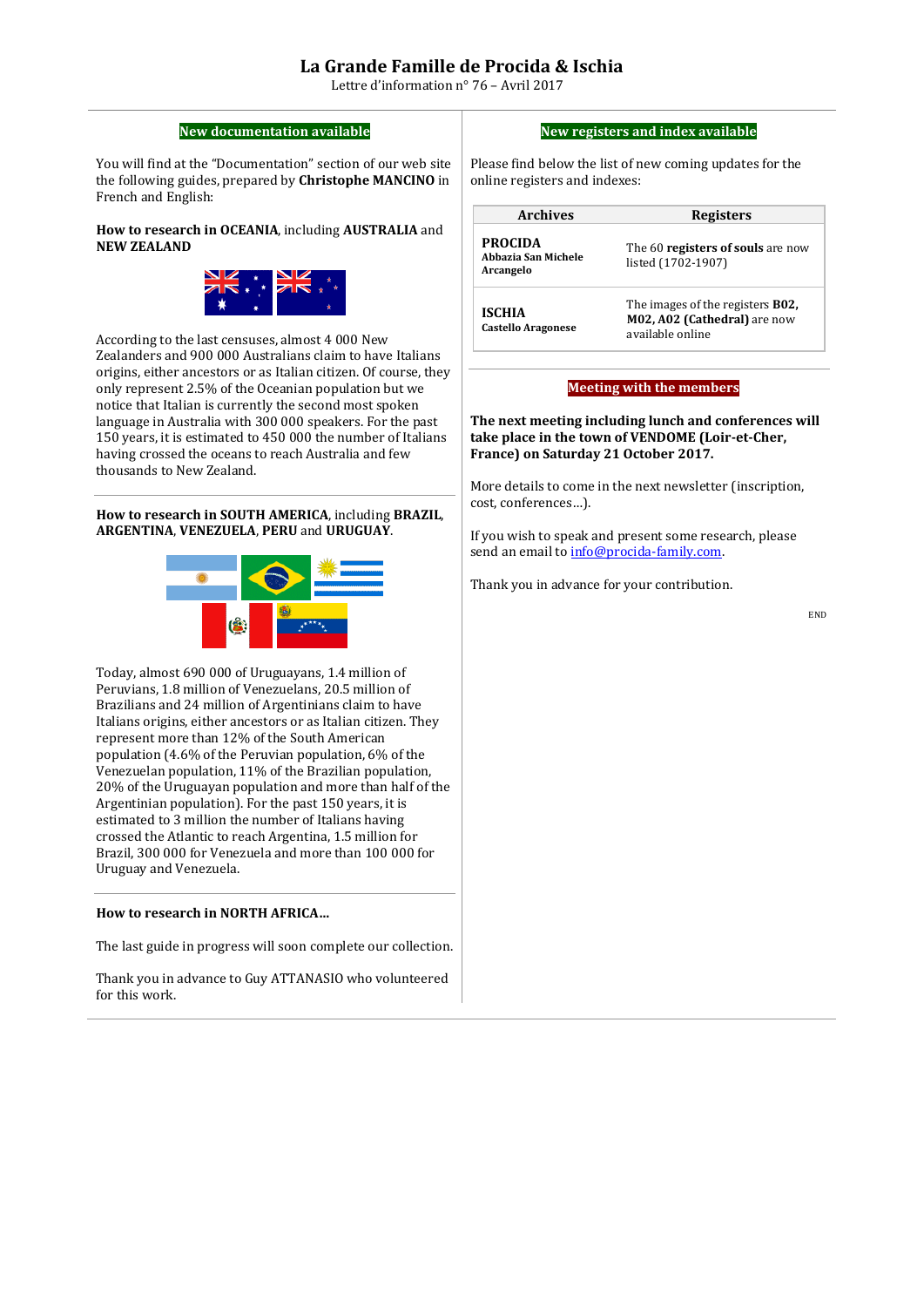# La Grande Famille de Procida & Ischia

Lettre d'information n° 76 – Avril 2017

## New documentation available

You will find at the "Documentation" section of our web site the following guides, prepared by **Christophe MANCINO** in French and English:

**How to research in OCEANIA**, including **AUSTRALIA** and **NEW ZEALAND**

According to the last censuses, almost 4 000 New Zealanders and 900 000 Australians claim to have Italians origins, either ancestors or as Italian citizen. Of course, they only represent 2.5% of the Oceanian population but we notice that Italian is currently the second most spoken language in Australia with 300 000 speakers. For the past 150 years, it is estimated to 450 000 the number of Italians having crossed the oceans to reach Australia and few thousands to New Zealand.

**How to research in SOUTH AMERICA**, including **BRAZIL**, **ARGENTINA**, **VENEZUELA**, **PERU** and **URUGUAY**.

Today, almost 690 000 of Uruguayans, 1.4 million of Peruvians, 1.8 million of Venezuelans, 20.5 million of Brazilians and 24 million of Argentinians claim to have Italians origins, either ancestors or as Italian citizen. They represent more than 12% of the South American population (4.6% of the Peruvian population, 6% of the Venezuelan population, 11% of the Brazilian population, 20% of the Uruguayan population and more than half of the Argentinian population). For the past 150 years, it is estimated to 3 million the number of Italians having crossed the Atlantic to reach Argentina, 1.5 million for Brazil, 300 000 for Venezuela and more than 100 000 for Uruguay and Venezuela.

**How to research in NORTH AFRICA…**

The last guide in progress will soon complete our collection.

Thank you in advance to Guy ATTANASIO who volunteered for this work.

## New registers and index available

Please find below the list of new coming updates for the online registers and indexes:

| Archives | Registers |
|---|---|
| **PROCIDA** **Abbazia San Michele Arcangelo** | The 60 **registers of souls** are now listed (1702-1907) |
| **ISCHIA** **Castello Aragonese** | The images of the registers **B02, M02, A02 (Cathedral)** are now available online |

## Meeting with the members

**The next meeting including lunch and conferences will take place in the town of VENDOME (Loir-et-Cher, France) on Saturday 21 October 2017.**

More details to come in the next newsletter (inscription, cost, conferences…).

If you wish to speak and present some research, please send an email to info@procida-family.com.

Thank you in advance for your contribution.

END